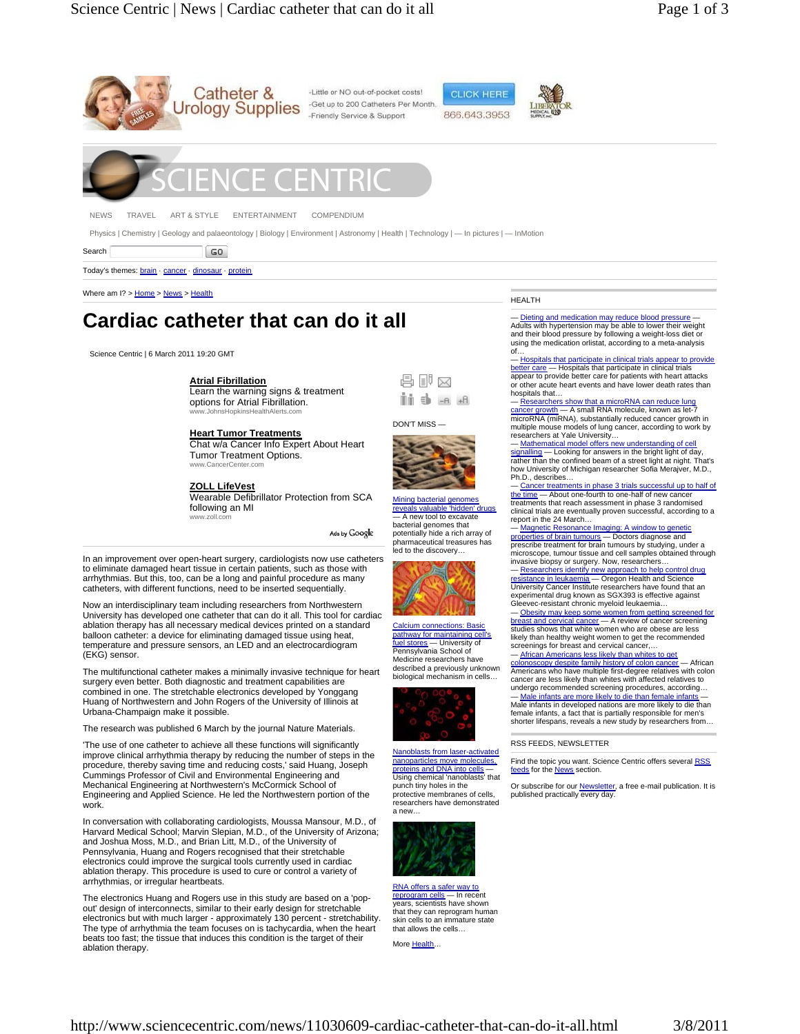Catheter & Urology Supplies

-Little or NO out-of-pocket costs!
-Get up to 200 Catheters Per Month
-Friendly Service & Support

CLICK HERE
866.643.3953

SCIENCE CENTRIC

NEWS TRAVEL ART & STYLE ENTERTAINMENT COMPENDIUM

Physics | Chemistry | Geology and palaeontology | Biology | Environment | Astronomy | Health | Technology | — In pictures | — InMotion

Search GO

Today's themes: brain · cancer · dinosaur · protein

Where am I? > Home > News > Health

# Cardiac catheter that can do it all

Science Centric | 6 March 2011 19:20 GMT

**Atrial Fibrillation**
Learn the warning signs & treatment options for Atrial Fibrillation.
www.JohnsHopkinsHealthAlerts.com

**Heart Tumor Treatments**
Chat w/a Cancer Info Expert About Heart Tumor Treatment Options.
www.CancerCenter.com

**ZOLL LifeVest**
Wearable Defibrillator Protection from SCA following an MI
www.zoll.com

Ads by Google

In an improvement over open-heart surgery, cardiologists now use catheters to eliminate damaged heart tissue in certain patients, such as those with arrhythmias. But this, too, can be a long and painful procedure as many catheters, with different functions, need to be inserted sequentially.

Now an interdisciplinary team including researchers from Northwestern University has developed one catheter that can do it all. This tool for cardiac ablation therapy has all necessary medical devices printed on a standard balloon catheter: a device for eliminating damaged tissue using heat, temperature and pressure sensors, an LED and an electrocardiogram (EKG) sensor.

The multifunctional catheter makes a minimally invasive technique for heart surgery even better. Both diagnostic and treatment capabilities are combined in one. The stretchable electronics developed by Yonggang Huang of Northwestern and John Rogers of the University of Illinois at Urbana-Champaign make it possible.

The research was published 6 March by the journal Nature Materials.

'The use of one catheter to achieve all these functions will significantly improve clinical arrhythmia therapy by reducing the number of steps in the procedure, thereby saving time and reducing costs,' said Huang, Joseph Cummings Professor of Civil and Environmental Engineering and Mechanical Engineering at Northwestern's McCormick School of Engineering and Applied Science. He led the Northwestern portion of the work.

In conversation with collaborating cardiologists, Moussa Mansour, M.D., of Harvard Medical School; Marvin Slepian, M.D., of the University of Arizona; and Joshua Moss, M.D., and Brian Litt, M.D., of the University of Pennsylvania, Huang and Rogers recognised that their stretchable electronics could improve the surgical tools currently used in cardiac ablation therapy. This procedure is used to cure or control a variety of arrhythmias, or irregular heartbeats.

The electronics Huang and Rogers use in this study are based on a 'pop-out' design of interconnects, similar to their early design for stretchable electronics but with much larger - approximately 130 percent - stretchability. The type of arrhythmia the team focuses on is tachycardia, when the heart beats too fast; the tissue that induces this condition is the target of their ablation therapy.

DON'T MISS —

Mining bacterial genomes reveals valuable 'hidden' drugs — A new tool to excavate bacterial genomes that potentially hide a rich array of pharmaceutical treasures has led to the discovery…

Calcium connections: Basic pathway for maintaining cell's fuel stores — University of Pennsylvania School of Medicine researchers have described a previously unknown biological mechanism in cells…

Nanoblasts from laser-activated nanoparticles move molecules, proteins and DNA into cells — Using chemical 'nanoblasts' that punch tiny holes in the protective membranes of cells, researchers have demonstrated a new…

RNA offers a safer way to reprogram cells — In recent years, scientists have shown that they can reprogram human skin cells to an immature state that allows the cells…

More Health…

HEALTH

— Dieting and medication may reduce blood pressure — Adults with hypertension may be able to lower their weight and their blood pressure by following a weight-loss diet or using the medication orlistat, according to a meta-analysis of…

— Hospitals that participate in clinical trials appear to provide better care — Hospitals that participate in clinical trials appear to provide better care for patients with heart attacks or other acute heart events and have lower death rates than hospitals that…

— Researchers show that a microRNA can reduce lung cancer growth — A small RNA molecule, known as let-7 microRNA (miRNA), substantially reduced cancer growth in multiple mouse models of lung cancer, according to work by researchers at Yale University…

— Mathematical model offers new understanding of cell signalling — Looking for answers in the bright light of day, rather than the confined beam of a street light at night. That's how University of Michigan researcher Sofia Merajver, M.D., Ph.D., describes…

— Cancer treatments in phase 3 trials successful up to half of the time — About one-fourth to one-half of new cancer treatments that reach assessment in phase 3 randomised clinical trials are eventually proven successful, according to a report in the 24 March…

— Magnetic Resonance Imaging: A window to genetic properties of brain tumours — Doctors diagnose and prescribe treatment for brain tumours by studying, under a microscope, tumour tissue and cell samples obtained through invasive biopsy or surgery. Now, researchers…

— Researchers identify new approach to help control drug resistance in leukaemia — Oregon Health and Science University Cancer Institute researchers have found that an experimental drug known as SGX393 is effective against Gleevec-resistant chronic myeloid leukaemia…

— Obesity may keep some women from getting screened for breast and cervical cancer — A review of cancer screening studies shows that white women who are obese are less likely than healthy weight women to get the recommended screenings for breast and cervical cancer,…

— African Americans less likely than whites to get colonoscopy despite family history of colon cancer — African Americans who have multiple first-degree relatives with colon cancer are less likely than whites with affected relatives to undergo recommended screening procedures, according…

— Male infants are more likely to die than female infants — Male infants in developed nations are more likely to die than female infants, a fact that is partially responsible for men's shorter lifespans, reveals a new study by researchers from…

RSS FEEDS, NEWSLETTER

Find the topic you want. Science Centric offers several RSS feeds for the News section.

Or subscribe for our Newsletter, a free e-mail publication. It is published practically every day.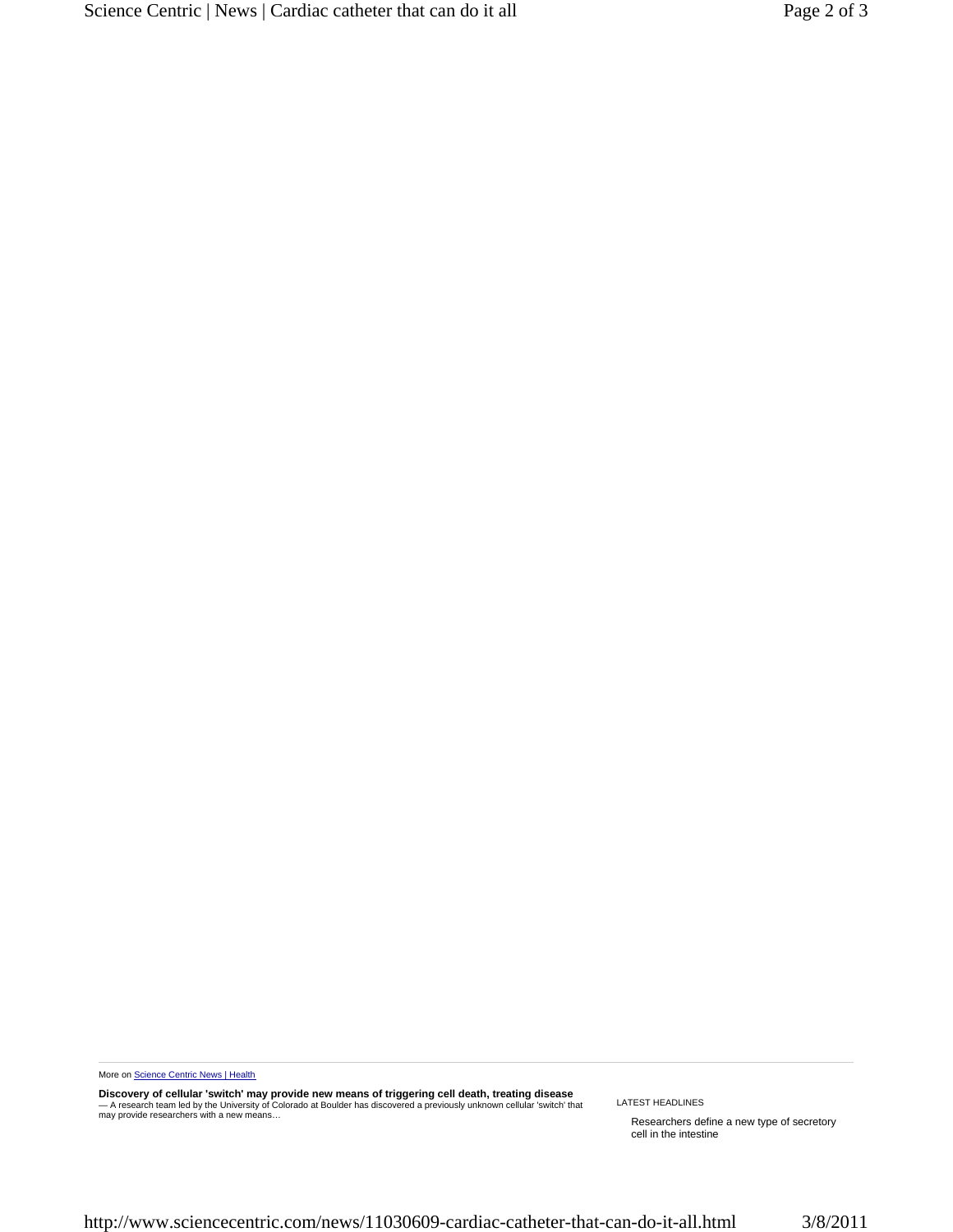More on [Science Centric News | Health]

**Discovery of cellular 'switch' may provide new means of triggering cell death, treating disease**
— A research team led by the University of Colorado at Boulder has discovered a previously unknown cellular 'switch' that may provide researchers with a new means…

LATEST HEADLINES

Researchers define a new type of secretory cell in the intestine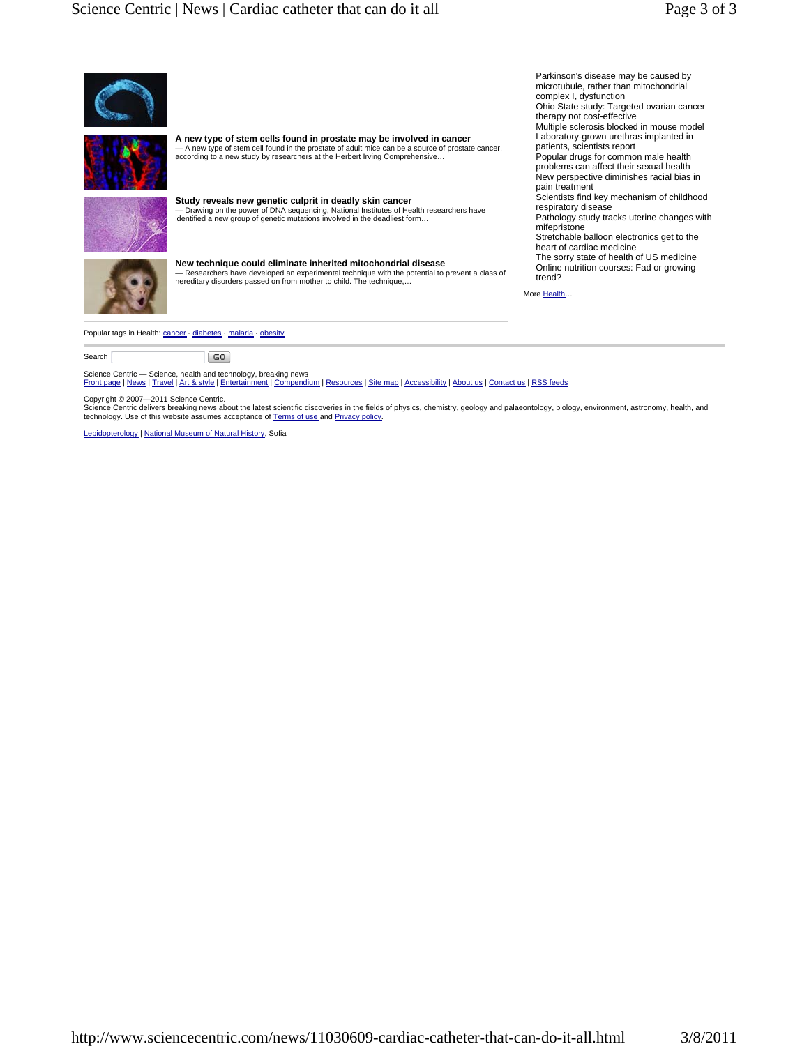**A new type of stem cells found in prostate may be involved in cancer**
— A new type of stem cell found in the prostate of adult mice can be a source of prostate cancer, according to a new study by researchers at the Herbert Irving Comprehensive…

**Study reveals new genetic culprit in deadly skin cancer**
— Drawing on the power of DNA sequencing, National Institutes of Health researchers have identified a new group of genetic mutations involved in the deadliest form…

**New technique could eliminate inherited mitochondrial disease**
— Researchers have developed an experimental technique with the potential to prevent a class of hereditary disorders passed on from mother to child. The technique,…

- Parkinson's disease may be caused by microtubule, rather than mitochondrial complex I, dysfunction
- Ohio State study: Targeted ovarian cancer therapy not cost-effective
- Multiple sclerosis blocked in mouse model
- Laboratory-grown urethras implanted in patients, scientists report
- Popular drugs for common male health problems can affect their sexual health
- New perspective diminishes racial bias in pain treatment
- Scientists find key mechanism of childhood respiratory disease
- Pathology study tracks uterine changes with mifepristone
- Stretchable balloon electronics get to the heart of cardiac medicine
- The sorry state of health of US medicine
- Online nutrition courses: Fad or growing trend?

More Health…

Popular tags in Health: cancer · diabetes · malaria · obesity

Search [ ] GO

Science Centric — Science, health and technology, breaking news
Front page | News | Travel | Art & style | Entertainment | Compendium | Resources | Site map | Accessibility | About us | Contact us | RSS feeds

Copyright © 2007—2011 Science Centric.
Science Centric delivers breaking news about the latest scientific discoveries in the fields of physics, chemistry, geology and palaeontology, biology, environment, astronomy, health, and technology. Use of this website assumes acceptance of Terms of use and Privacy policy.

Lepidopterology | National Museum of Natural History, Sofia